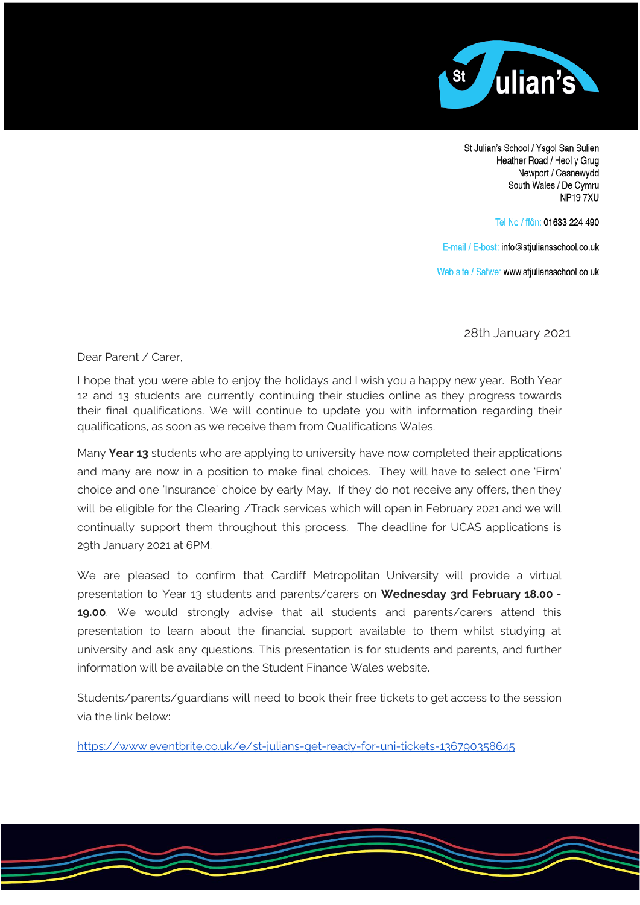St Julian's

St Julian's School / Ysgol San Sulien
Heather Road / Heol y Grug
Newport / Casnewydd
South Wales / De Cymru
NP19 7XU

Tel No / ffôn: 01633 224 490

E-mail / E-bost: info@stjuliansschool.co.uk

Web site / Safwe: www.stjuliansschool.co.uk

28th January 2021

Dear Parent / Carer,

I hope that you were able to enjoy the holidays and I wish you a happy new year. Both Year 12 and 13 students are currently continuing their studies online as they progress towards their final qualifications. We will continue to update you with information regarding their qualifications, as soon as we receive them from Qualifications Wales.

Many **Year 13** students who are applying to university have now completed their applications and many are now in a position to make final choices. They will have to select one 'Firm' choice and one 'Insurance' choice by early May. If they do not receive any offers, then they will be eligible for the Clearing /Track services which will open in February 2021 and we will continually support them throughout this process. The deadline for UCAS applications is 29th January 2021 at 6PM.

We are pleased to confirm that Cardiff Metropolitan University will provide a virtual presentation to Year 13 students and parents/carers on **Wednesday 3rd February 18.00 - 19.00**. We would strongly advise that all students and parents/carers attend this presentation to learn about the financial support available to them whilst studying at university and ask any questions. This presentation is for students and parents, and further information will be available on the Student Finance Wales website.

Students/parents/guardians will need to book their free tickets to get access to the session via the link below:

https://www.eventbrite.co.uk/e/st-julians-get-ready-for-uni-tickets-136790358645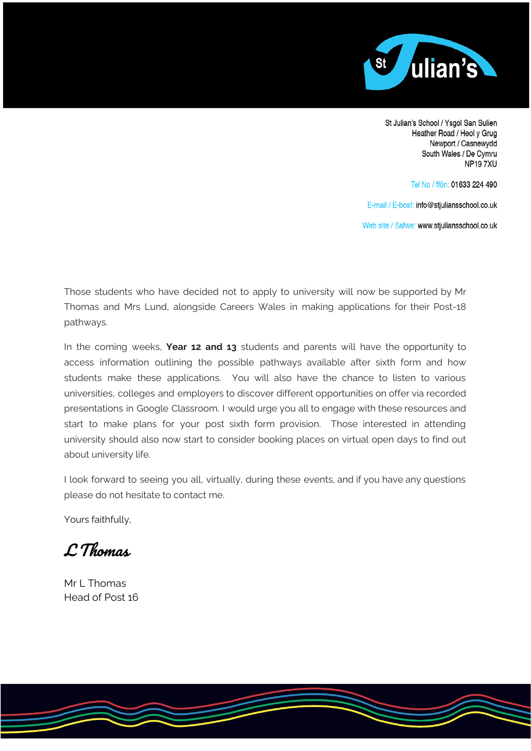St Julian's School / Ysgol San Sulien
Heather Road / Heol y Grug
Newport / Casnewydd
South Wales / De Cymru
NP19 7XU

Tel No / ffôn: 01633 224 490

E-mail / E-bost: info@stjuliansschool.co.uk

Web site / Safwe: www.stjuliansschool.co.uk

Those students who have decided not to apply to university will now be supported by Mr Thomas and Mrs Lund, alongside Careers Wales in making applications for their Post-18 pathways.

In the coming weeks, **Year 12 and 13** students and parents will have the opportunity to access information outlining the possible pathways available after sixth form and how students make these applications. You will also have the chance to listen to various universities, colleges and employers to discover different opportunities on offer via recorded presentations in Google Classroom. I would urge you all to engage with these resources and start to make plans for your post sixth form provision. Those interested in attending university should also now start to consider booking places on virtual open days to find out about university life.

I look forward to seeing you all, virtually, during these events, and if you have any questions please do not hesitate to contact me.

Yours faithfully,

*L Thomas*

Mr L Thomas
Head of Post 16